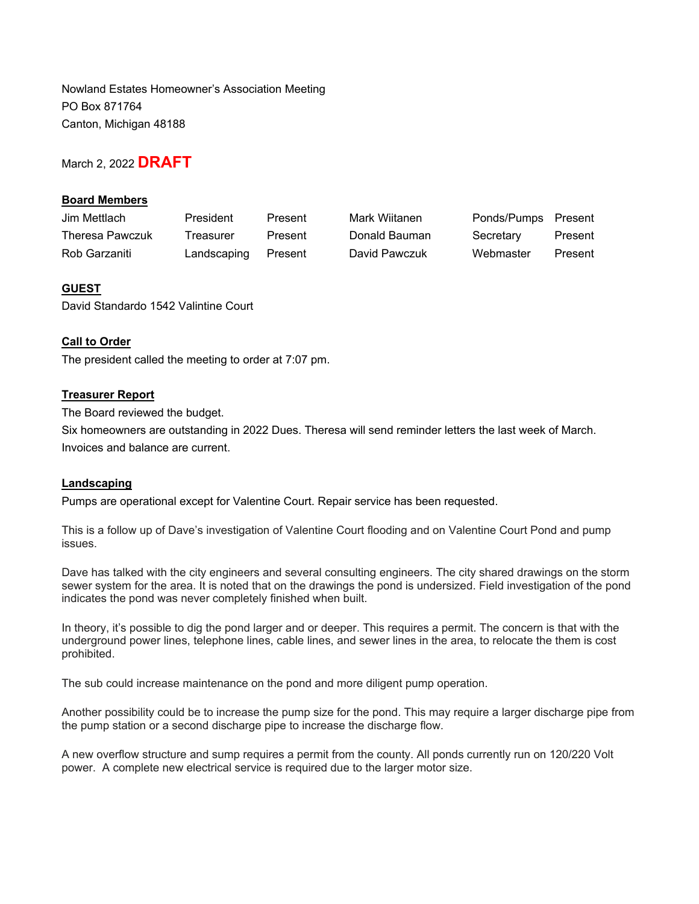Nowland Estates Homeowner's Association Meeting
PO Box 871764
Canton, Michigan 48188

March 2, 2022 **DRAFT**

## Board Members

| | | | | | |
|---|---|---|---|---|---|
| Jim Mettlach | President | Present | Mark Wiitanen | Ponds/Pumps | Present |
| Theresa Pawczuk | Treasurer | Present | Donald Bauman | Secretary | Present |
| Rob Garzaniti | Landscaping | Present | David Pawczuk | Webmaster | Present |

## GUEST

David Standardo 1542 Valintine Court

## Call to Order

The president called the meeting to order at 7:07 pm.

## Treasurer Report

The Board reviewed the budget.
Six homeowners are outstanding in 2022 Dues. Theresa will send reminder letters the last week of March.
Invoices and balance are current.

## Landscaping

Pumps are operational except for Valentine Court. Repair service has been requested.

This is a follow up of Dave's investigation of Valentine Court flooding and on Valentine Court Pond and pump issues.

Dave has talked with the city engineers and several consulting engineers. The city shared drawings on the storm sewer system for the area. It is noted that on the drawings the pond is undersized. Field investigation of the pond indicates the pond was never completely finished when built.

In theory, it's possible to dig the pond larger and or deeper. This requires a permit. The concern is that with the underground power lines, telephone lines, cable lines, and sewer lines in the area, to relocate the them is cost prohibited.

The sub could increase maintenance on the pond and more diligent pump operation.

Another possibility could be to increase the pump size for the pond. This may require a larger discharge pipe from the pump station or a second discharge pipe to increase the discharge flow.

A new overflow structure and sump requires a permit from the county. All ponds currently run on 120/220 Volt power. A complete new electrical service is required due to the larger motor size.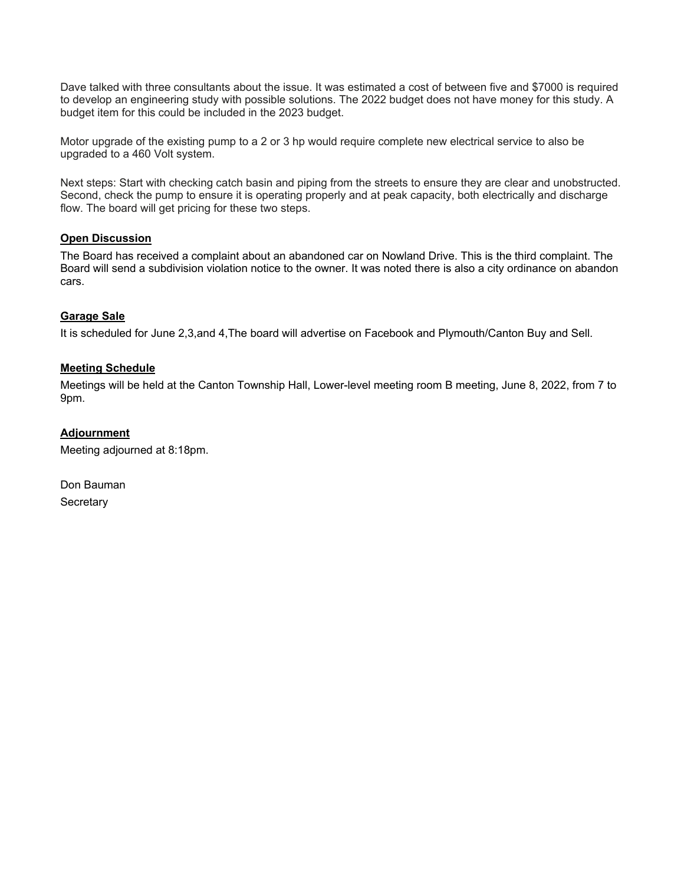Dave talked with three consultants about the issue. It was estimated a cost of between five and $7000 is required to develop an engineering study with possible solutions. The 2022 budget does not have money for this study. A budget item for this could be included in the 2023 budget.

Motor upgrade of the existing pump to a 2 or 3 hp would require complete new electrical service to also be upgraded to a 460 Volt system.

Next steps: Start with checking catch basin and piping from the streets to ensure they are clear and unobstructed. Second, check the pump to ensure it is operating properly and at peak capacity, both electrically and discharge flow. The board will get pricing for these two steps.

**Open Discussion**

The Board has received a complaint about an abandoned car on Nowland Drive. This is the third complaint. The Board will send a subdivision violation notice to the owner. It was noted there is also a city ordinance on abandon cars.

**Garage Sale**

It is scheduled for June 2,3,and 4,The board will advertise on Facebook and Plymouth/Canton Buy and Sell.

**Meeting Schedule**

Meetings will be held at the Canton Township Hall, Lower-level meeting room B meeting, June 8, 2022, from 7 to 9pm.

**Adjournment**

Meeting adjourned at 8:18pm.

Don Bauman

Secretary